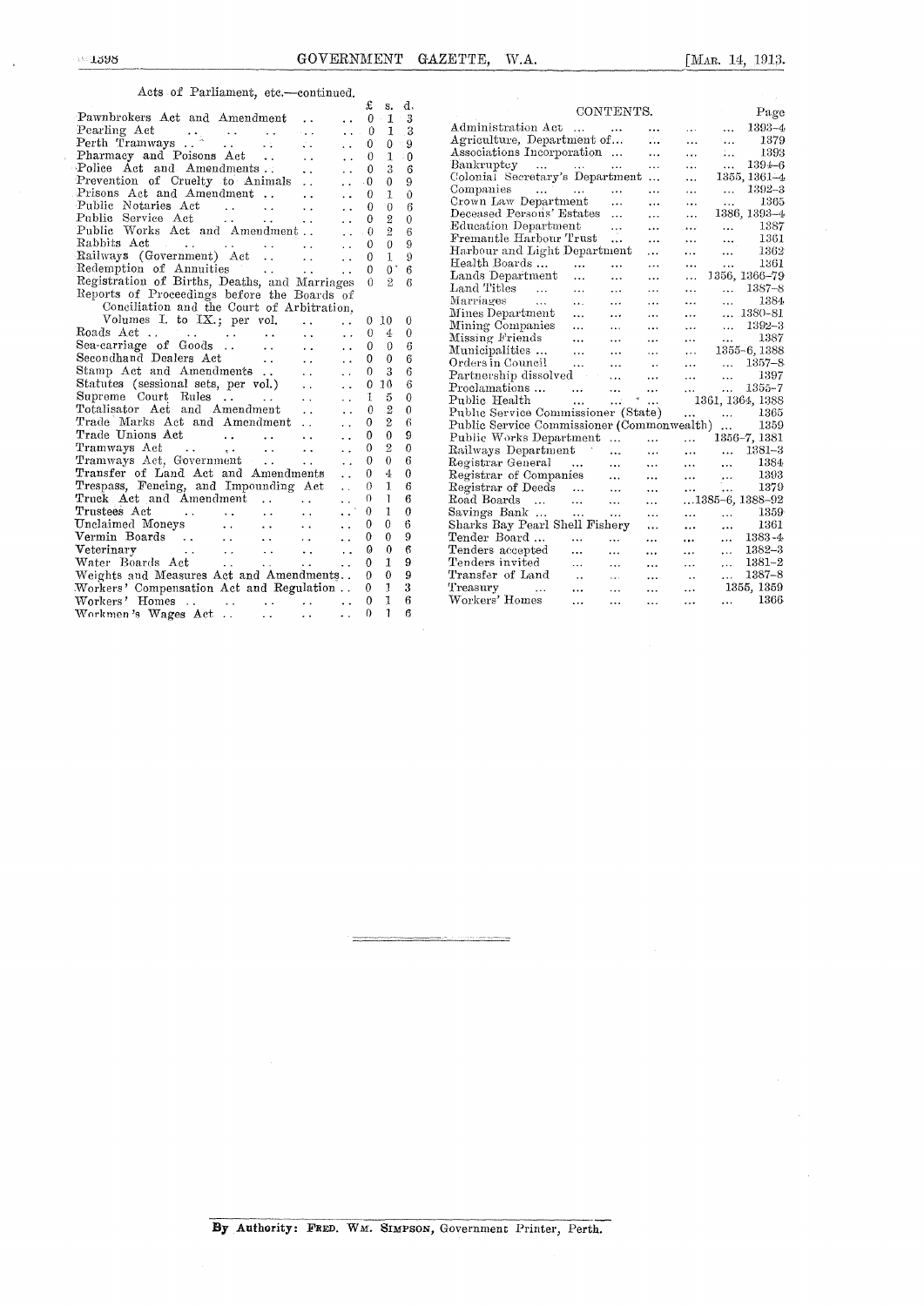Acts of Parliament, etc.—continued.

| | £ | s. | d. |
|---|---|---|---|
| Pawnbrokers Act and Amendment | 0 | 1 | 3 |
| Pearling Act | 0 | 1 | 3 |
| Perth Tramways | 0 | 0 | 9 |
| Pharmacy and Poisons Act | 0 | 1 | 0 |
| Police Act and Amendments | 0 | 3 | 6 |
| Prevention of Cruelty to Animals | 0 | 0 | 9 |
| Prisons Act and Amendment | 0 | 1 | 0 |
| Public Notaries Act | 0 | 0 | 6 |
| Public Service Act | 0 | 2 | 0 |
| Public Works Act and Amendment | 0 | 2 | 6 |
| Rabbits Act | 0 | 0 | 9 |
| Railways (Government) Act | 0 | 1 | 9 |
| Redemption of Annuities | 0 | 0 | 6 |
| Registration of Births, Deaths, and Marriages | 0 | 2 | 6 |
| Reports of Proceedings before the Boards of Conciliation and the Court of Arbitration, Volumes I. to IX.; per vol. | 0 | 10 | 0 |
| Roads Act | 0 | 4 | 0 |
| Sea-carriage of Goods | 0 | 0 | 6 |
| Secondhand Dealers Act | 0 | 0 | 6 |
| Stamp Act and Amendments | 0 | 3 | 6 |
| Statutes (sessional sets, per vol.) | 0 | 10 | 6 |
| Supreme Court Rules | 1 | 5 | 0 |
| Totalisator Act and Amendment | 0 | 2 | 0 |
| Trade Marks Act and Amendment | 0 | 2 | 6 |
| Trade Unions Act | 0 | 0 | 9 |
| Tramways Act | 0 | 2 | 0 |
| Tramways Act, Government | 0 | 0 | 6 |
| Transfer of Land Act and Amendments | 0 | 4 | 0 |
| Trespass, Fencing, and Impounding Act | 0 | 1 | 6 |
| Truck Act and Amendment | 0 | 1 | 6 |
| Trustees Act | 0 | 1 | 0 |
| Unclaimed Moneys | 0 | 0 | 6 |
| Vermin Boards | 0 | 0 | 9 |
| Veterinary | 0 | 0 | 6 |
| Water Boards Act | 0 | 1 | 9 |
| Weights and Measures Act and Amendments | 0 | 0 | 9 |
| Workers' Compensation Act and Regulation | 0 | 1 | 3 |
| Workers' Homes | 0 | 1 | 6 |
| Workmen's Wages Act | 0 | 1 | 6 |

## CONTENTS.

| | Page |
|---|---|
| Administration Act | 1393–4 |
| Agriculture, Department of | 1379 |
| Associations Incorporation | 1393 |
| Bankruptcy | 1394–6 |
| Colonial Secretary's Department | 1355, 1361–4 |
| Companies | 1392–3 |
| Crown Law Department | 1365 |
| Deceased Persons' Estates | 1386, 1393–4 |
| Education Department | 1387 |
| Fremantle Harbour Trust | 1361 |
| Harbour and Light Department | 1362 |
| Health Boards | 1361 |
| Lands Department | 1356, 1366–79 |
| Land Titles | 1387–8 |
| Marriages | 1384 |
| Mines Department | 1380–81 |
| Mining Companies | 1392–3 |
| Missing Friends | 1387 |
| Municipalities | 1355–6, 1388 |
| Orders in Council | 1357–8 |
| Partnership dissolved | 1397 |
| Proclamations | 1355–7 |
| Public Health | 1361, 1364, 1388 |
| Public Service Commissioner (State) | 1365 |
| Public Service Commissioner (Commonwealth) | 1359 |
| Public Works Department | 1356–7, 1381 |
| Railways Department | 1381–3 |
| Registrar General | 1384 |
| Registrar of Companies | 1393 |
| Registrar of Deeds | 1379 |
| Road Boards | 1385–6, 1388–92 |
| Savings Bank | 1359 |
| Sharks Bay Pearl Shell Fishery | 1361 |
| Tender Board | 1383–4 |
| Tenders accepted | 1382–3 |
| Tenders invited | 1381–2 |
| Transfer of Land | 1387–8 |
| Treasury | 1355, 1359 |
| Workers' Homes | 1366 |

**By Authority: FRED. WM. SIMPSON, Government Printer, Perth.**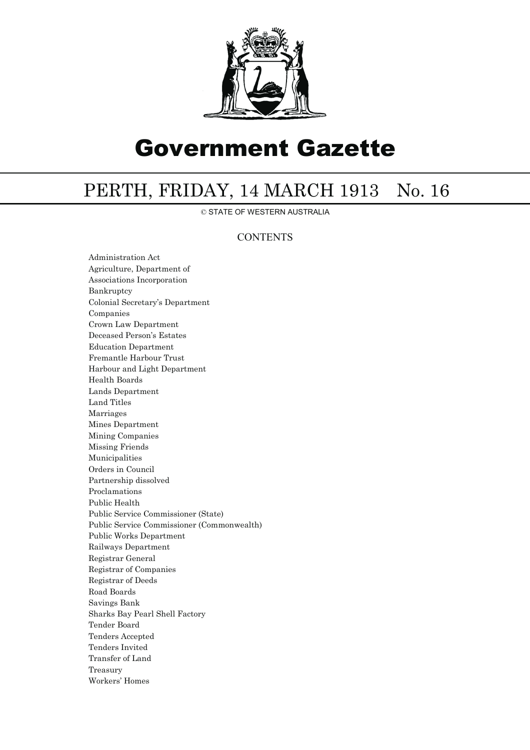# Government Gazette

## PERTH, FRIDAY, 14 MARCH 1913 No. 16

© STATE OF WESTERN AUSTRALIA

### CONTENTS

Administration Act
Agriculture, Department of
Associations Incorporation
Bankruptcy
Colonial Secretary's Department
Companies
Crown Law Department
Deceased Person's Estates
Education Department
Fremantle Harbour Trust
Harbour and Light Department
Health Boards
Lands Department
Land Titles
Marriages
Mines Department
Mining Companies
Missing Friends
Municipalities
Orders in Council
Partnership dissolved
Proclamations
Public Health
Public Service Commissioner (State)
Public Service Commissioner (Commonwealth)
Public Works Department
Railways Department
Registrar General
Registrar of Companies
Registrar of Deeds
Road Boards
Savings Bank
Sharks Bay Pearl Shell Factory
Tender Board
Tenders Accepted
Tenders Invited
Transfer of Land
Treasury
Workers' Homes